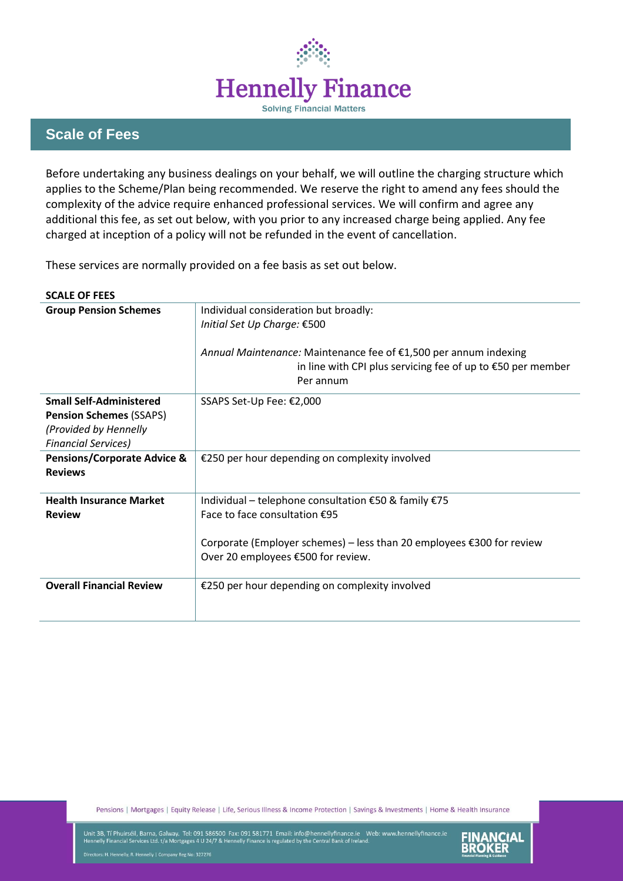# Hennelly Finance

Solving Financial Matters

## Scale of Fees

Before undertaking any business dealings on your behalf, we will outline the charging structure which applies to the Scheme/Plan being recommended. We reserve the right to amend any fees should the complexity of the advice require enhanced professional services. We will confirm and agree any additional this fee, as set out below, with you prior to any increased charge being applied. Any fee charged at inception of a policy will not be refunded in the event of cancellation.

These services are normally provided on a fee basis as set out below.

**SCALE OF FEES**

| | |
|---|---|
| **Group Pension Schemes** | Individual consideration but broadly:<br>*Initial Set Up Charge:* €500<br><br>*Annual Maintenance:* Maintenance fee of €1,500 per annum indexing in line with CPI plus servicing fee of up to €50 per member Per annum |
| **Small Self-Administered Pension Schemes** (SSAPS)<br>*(Provided by Hennelly Financial Services)* | SSAPS Set-Up Fee: €2,000 |
| **Pensions/Corporate Advice & Reviews** | €250 per hour depending on complexity involved |
| **Health Insurance Market Review** | Individual – telephone consultation €50 & family €75<br>Face to face consultation €95<br><br>Corporate (Employer schemes) – less than 20 employees €300 for review<br>Over 20 employees €500 for review. |
| **Overall Financial Review** | €250 per hour depending on complexity involved |

Pensions | Mortgages | Equity Release | Life, Serious Illness & Income Protection | Savings & Investments | Home & Health Insurance

Unit 3B, Tí Phuirséil, Barna, Galway. Tel: 091 586500 Fax: 091 581771 Email: info@hennellyfinance.ie Web: www.hennellyfinance.ie
Hennelly Financial Services Ltd. t/a Mortgages 4 U 24/7 & Hennelly Finance is regulated by the Central Bank of Ireland.

Directors: H. Hennelly, R. Hennelly | Company Reg No: 327276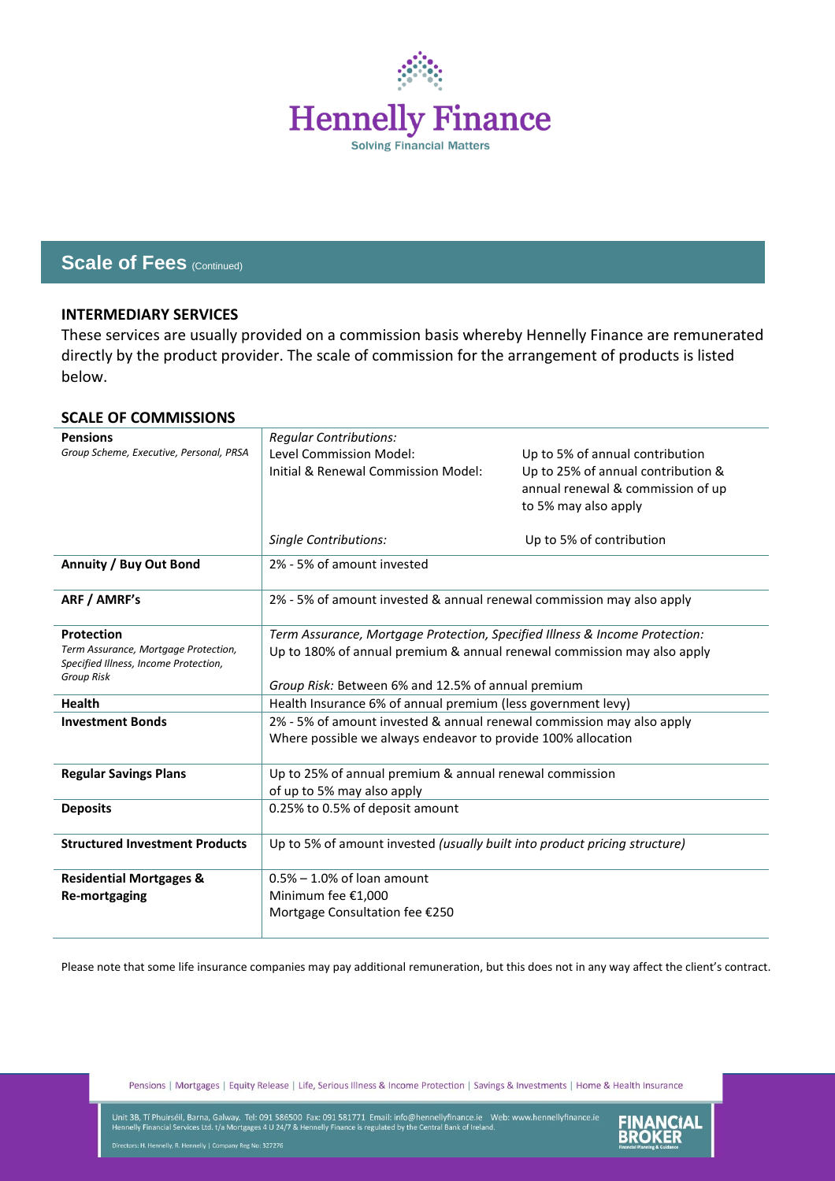## Scale of Fees (Continued)

### INTERMEDIARY SERVICES

These services are usually provided on a commission basis whereby Hennelly Finance are remunerated directly by the product provider. The scale of commission for the arrangement of products is listed below.

### SCALE OF COMMISSIONS

| | | |
|---|---|---|
| **Pensions**<br>*Group Scheme, Executive, Personal, PRSA* | *Regular Contributions:*<br>Level Commission Model:<br>Initial & Renewal Commission Model:<br><br>*Single Contributions:* | <br>Up to 5% of annual contribution<br>Up to 25% of annual contribution & annual renewal & commission of up to 5% may also apply<br><br>Up to 5% of contribution |
| **Annuity / Buy Out Bond** | 2% - 5% of amount invested | |
| **ARF / AMRF's** | 2% - 5% of amount invested & annual renewal commission may also apply | |
| **Protection**<br>*Term Assurance, Mortgage Protection, Specified Illness, Income Protection, Group Risk* | *Term Assurance, Mortgage Protection, Specified Illness & Income Protection:*<br>Up to 180% of annual premium & annual renewal commission may also apply<br><br>*Group Risk:* Between 6% and 12.5% of annual premium | |
| **Health** | Health Insurance 6% of annual premium (less government levy) | |
| **Investment Bonds** | 2% - 5% of amount invested & annual renewal commission may also apply<br>Where possible we always endeavor to provide 100% allocation | |
| **Regular Savings Plans** | Up to 25% of annual premium & annual renewal commission of up to 5% may also apply | |
| **Deposits** | 0.25% to 0.5% of deposit amount | |
| **Structured Investment Products** | Up to 5% of amount invested *(usually built into product pricing structure)* | |
| **Residential Mortgages & Re-mortgaging** | 0.5% – 1.0% of loan amount<br>Minimum fee €1,000<br>Mortgage Consultation fee €250 | |

Please note that some life insurance companies may pay additional remuneration, but this does not in any way affect the client's contract.